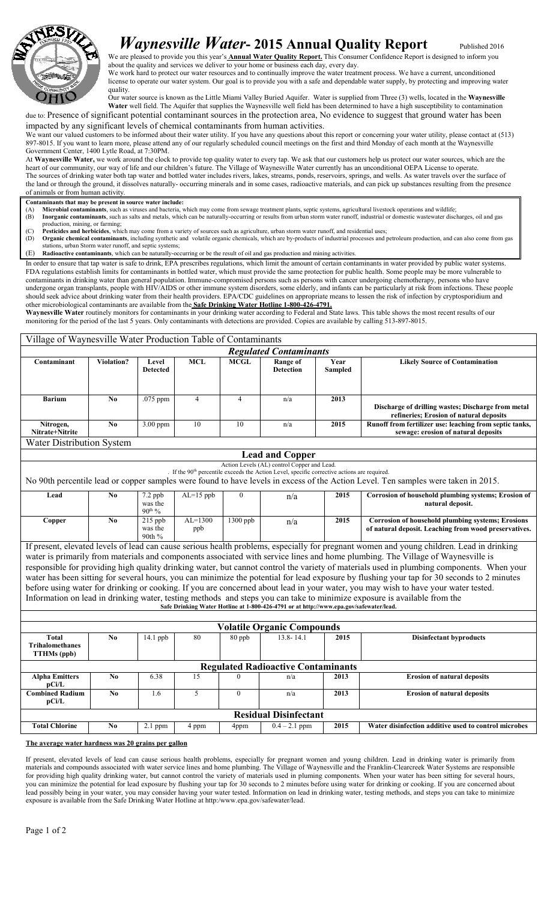# *Waynesville Water*- 2015 Annual Quality Report

Published 2016

We are pleased to provide you this year's **Annual Water Quality Report.** This Consumer Confidence Report is designed to inform you about the quality and services we deliver to your home or business each day, every day.

We work hard to protect our water resources and to continually improve the water treatment process. We have a current, unconditioned license to operate our water system. Our goal is to provide you with a safe and dependable water supply, by protecting and improving water quality.

Our water source is known as the Little Miami Valley Buried Aquifer. Water is supplied from Three (3) wells, located in the **Waynesville Water** well field. The Aquifer that supplies the Waynesville well field has been determined to have a high susceptibility to contamination due to: Presence of significant potential contaminant sources in the protection area, No evidence to suggest that ground water has been impacted by any significant levels of chemical contaminants from human activities.

We want our valued customers to be informed about their water utility. If you have any questions about this report or concerning your water utility, please contact at (513) 897-8015. If you want to learn more, please attend any of our regularly scheduled council meetings on the first and third Monday of each month at the Waynesville Government Center, 1400 Lytle Road, at 7:30PM.

At **Waynesville Water,** we work around the clock to provide top quality water to every tap. We ask that our customers help us protect our water sources, which are the heart of our community, our way of life and our children's future. The Village of Waynesville Water currently has an unconditional OEPA License to operate.

The sources of drinking water both tap water and bottled water includes rivers, lakes, streams, ponds, reservoirs, springs, and wells. As water travels over the surface of the land or through the ground, it dissolves naturally- occurring minerals and in some cases, radioactive materials, and can pick up substances resulting from the presence of animals or from human activity.

**Contaminants that may be present in source water include:**

(A) **Microbial contaminants**, such as viruses and bacteria, which may come from sewage treatment plants, septic systems, agricultural livestock operations and wildlife;
(B) **Inorganic contaminants**, such as salts and metals, which can be naturally-occurring or results from urban storm water runoff, industrial or domestic wastewater discharges, oil and gas production, mining, or farming;
(C) **Pesticides and herbicides**, which may come from a variety of sources such as agriculture, urban storm water runoff, and residential uses;
(D) **Organic chemical contaminants**, including synthetic and volatile organic chemicals, which are by-products of industrial processes and petroleum production, and can also come from gas stations, urban Storm water runoff, and septic systems;
(E) **Radioactive contaminants**, which can be naturally-occurring or be the result of oil and gas production and mining activities.

In order to ensure that tap water is safe to drink, EPA prescribes regulations, which limit the amount of certain contaminants in water provided by public water systems. FDA regulations establish limits for contaminants in bottled water, which must provide the same protection for public health. Some people may be more vulnerable to contaminants in drinking water than general population. Immune-compromised persons such as persons with cancer undergoing chemotherapy, persons who have undergone organ transplants, people with HIV/AIDS or other immune system disorders, some elderly, and infants can be particularly at risk from infections. These people should seek advice about drinking water from their health providers. EPA/CDC guidelines on appropriate means to lessen the risk of infection by cryptosporidium and other microbiological contaminants are available from the **Safe Drinking Water Hotline 1-800-426-4791.**

**Waynesville Water** routinely monitors for contaminants in your drinking water according to Federal and State laws. This table shows the most recent results of our monitoring for the period of the last 5 years. Only contaminants with detections are provided. Copies are available by calling 513-897-8015.

## Village of Waynesville Water Production Table of Contaminants

### *Regulated Contaminants*

| Contaminant | Violation? | Level Detected | MCL | MCGL | Range of Detection | Year Sampled | Likely Source of Contamination |
|---|---|---|---|---|---|---|---|
| **Barium** | No | .075 ppm | 4 | 4 | n/a | 2013 | **Discharge of drilling wastes; Discharge from metal refineries; Erosion of natural deposits** |
| **Nitrogen, Nitrate+Nitrite** | No | 3.00 ppm | 10 | 10 | n/a | 2015 | **Runoff from fertilizer use: leaching from septic tanks, sewage: erosion of natural deposits** |

### Water Distribution System

#### Lead and Copper

Action Levels (AL) control Copper and Lead.
. If the 90th percentile exceeds the Action Level, specific corrective actions are required.

No 90th percentile lead or copper samples were found to have levels in excess of the Action Level. Ten samples were taken in 2015.

| Contaminant | Violation? | Level Detected | MCL | MCGL | Range of Detection | Year Sampled | Likely Source of Contamination |
|---|---|---|---|---|---|---|---|
| **Lead** | No | 7.2 ppb was the 90th % | AL=15 ppb | 0 | n/a | 2015 | **Corrosion of household plumbing systems; Erosion of natural deposit.** |
| **Copper** | No | 215 ppb was the 90th % | AL=1300 ppb | 1300 ppb | n/a | 2015 | **Corrosion of household plumbing systems; Erosions of natural deposit. Leaching from wood preservatives.** |

If present, elevated levels of lead can cause serious health problems, especially for pregnant women and young children. Lead in drinking water is primarily from materials and components associated with service lines and home plumbing. The Village of Waynesville is responsible for providing high quality drinking water, but cannot control the variety of materials used in plumbing components. When your water has been sitting for several hours, you can minimize the potential for lead exposure by flushing your tap for 30 seconds to 2 minutes before using water for drinking or cooking. If you are concerned about lead in your water, you may wish to have your water tested. Information on lead in drinking water, testing methods and steps you can take to minimize exposure is available from the **Safe Drinking Water Hotline at 1-800-426-4791 or at http://www.epa.gov/safewater/lead.**

#### Volatile Organic Compounds

| Contaminant | Violation? | Level Detected | MCL | MCGL | Range of Detection | Year Sampled | Likely Source of Contamination |
|---|---|---|---|---|---|---|---|
| **Total Trihalomethanes TTHMs (ppb)** | No | 14.1 ppb | 80 | 80 ppb | 13.8- 14.1 | 2015 | **Disinfectant byproducts** |

#### Regulated Radioactive Contaminants

| Contaminant | Violation? | Level Detected | MCL | MCGL | Range of Detection | Year Sampled | Likely Source of Contamination |
|---|---|---|---|---|---|---|---|
| **Alpha Emitters pCi/L** | No | 6.38 | 15 | 0 | n/a | 2013 | **Erosion of natural deposits** |
| **Combined Radium pCi/L** | No | 1.6 | 5 | 0 | n/a | 2013 | **Erosion of natural deposits** |

#### Residual Disinfectant

| Contaminant | Violation? | Level Detected | MCL | MCGL | Range of Detection | Year Sampled | Likely Source of Contamination |
|---|---|---|---|---|---|---|---|
| **Total Chlorine** | No | 2.1 ppm | 4 ppm | 4ppm | 0.4 – 2.1 ppm | 2015 | **Water disinfection additive used to control microbes** |

**The average water hardness was 20 grains per gallon**

If present, elevated levels of lead can cause serious health problems, especially for pregnant women and young children. Lead in drinking water is primarily from materials and compounds associated with water service lines and home plumbing. The Village of Waynesville and the Franklin-Clearcreek Water Systems are responsible for providing high quality drinking water, but cannot control the variety of materials used in pluming components. When your water has been sitting for several hours, you can minimize the potential for lead exposure by flushing your tap for 30 seconds to 2 minutes before using water for drinking or cooking. If you are concerned about lead possibly being in your water, you may consider having your water tested. Information on lead in drinking water, testing methods, and steps you can take to minimize exposure is available from the Safe Drinking Water Hotline at http:/www.epa.gov/safewater/lead.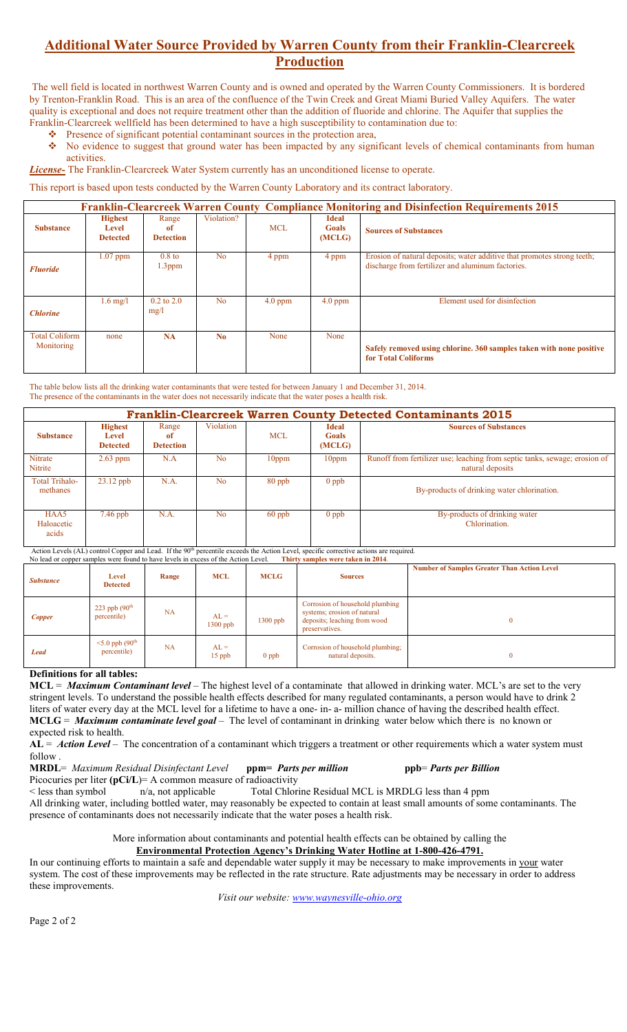# Additional Water Source Provided by Warren County from their Franklin-Clearcreek Production

The well field is located in northwest Warren County and is owned and operated by the Warren County Commissioners. It is bordered by Trenton-Franklin Road. This is an area of the confluence of the Twin Creek and Great Miami Buried Valley Aquifers. The water quality is exceptional and does not require treatment other than the addition of fluoride and chlorine. The Aquifer that supplies the Franklin-Clearcreek wellfield has been determined to have a high susceptibility to contamination due to:

- Presence of significant potential contaminant sources in the protection area,
- No evidence to suggest that ground water has been impacted by any significant levels of chemical contaminants from human activities.

***License-*** The Franklin-Clearcreek Water System currently has an unconditioned license to operate.

This report is based upon tests conducted by the Warren County Laboratory and its contract laboratory.

| Franklin-Clearcreek Warren County Compliance Monitoring and Disinfection Requirements 2015 | | | | | | |
|---|---|---|---|---|---|---|
| **Substance** | **Highest Level Detected** | Range of Detection | Violation? | MCL | **Ideal Goals (MCLG)** | **Sources of Substances** |
| ***Fluoride*** | 1.07 ppm | 0.8 to 1.3ppm | No | 4 ppm | 4 ppm | Erosion of natural deposits; water additive that promotes strong teeth; discharge from fertilizer and aluminum factories. |
| ***Chlorine*** | 1.6 mg/l | 0.2 to 2.0 mg/l | No | 4.0 ppm | 4.0 ppm | Element used for disinfection |
| Total Coliform Monitoring | none | **NA** | **No** | None | None | **Safely removed using chlorine. 360 samples taken with none positive for Total Coliforms** |

The table below lists all the drinking water contaminants that were tested for between January 1 and December 31, 2014.
The presence of the contaminants in the water does not necessarily indicate that the water poses a health risk.

| Franklin-Clearcreek Warren County Detected Contaminants 2015 | | | | | | |
|---|---|---|---|---|---|---|
| **Substance** | **Highest Level Detected** | Range of Detection | Violation | MCL | **Ideal Goals (MCLG)** | **Sources of Substances** |
| Nitrate Nitrite | 2.63 ppm | N.A | No | 10ppm | 10ppm | Runoff from fertilizer use; leaching from septic tanks, sewage; erosion of natural deposits |
| Total Trihalo-methanes | 23.12 ppb | N.A. | No | 80 ppb | 0 ppb | By-products of drinking water chlorination. |
| HAA5 Haloacetic acids | 7.46 ppb | N.A. | No | 60 ppb | 0 ppb | By-products of drinking water Chlorination. |

Action Levels (AL) control Copper and Lead. If the 90th percentile exceeds the Action Level, specific corrective actions are required.
No lead or copper samples were found to have levels in excess of the Action Level. **Thirty samples were taken in 2014**.

| ***Substance*** | **Level Detected** | **Range** | **MCL** | **MCLG** | **Sources** | **Number of Samples Greater Than Action Level** |
|---|---|---|---|---|---|---|
| ***Copper*** | 223 ppb (90th percentile) | NA | AL = 1300 ppb | 1300 ppb | Corrosion of household plumbing systems; erosion of natural deposits; leaching from wood preservatives. | 0 |
| ***Lead*** | <5.0 ppb (90th percentile) | NA | AL = 15 ppb | 0 ppb | Corrosion of household plumbing; natural deposits. | 0 |

**Definitions for all tables:**

**MCL** = ***Maximum Contaminant level*** – The highest level of a contaminate that allowed in drinking water. MCL's are set to the very stringent levels. To understand the possible health effects described for many regulated contaminants, a person would have to drink 2 liters of water every day at the MCL level for a lifetime to have a one- in- a- million chance of having the described health effect.

**MCLG** = ***Maximum contaminate level goal*** – The level of contaminant in drinking water below which there is no known or expected risk to health.

**AL** = ***Action Level*** – The concentration of a contaminant which triggers a treatment or other requirements which a water system must follow .

**MRDL**= *Maximum Residual Disinfectant Level* **ppm=** ***Parts per million*** **ppb**= ***Parts per Billion***

Picocuries per liter **(pCi/L)**= A common measure of radioactivity

< less than symbol n/a, not applicable Total Chlorine Residual MCL is MRDLG less than 4 ppm

All drinking water, including bottled water, may reasonably be expected to contain at least small amounts of some contaminants. The presence of contaminants does not necessarily indicate that the water poses a health risk.

More information about contaminants and potential health effects can be obtained by calling the
**Environmental Protection Agency's Drinking Water Hotline at 1-800-426-4791.**

In our continuing efforts to maintain a safe and dependable water supply it may be necessary to make improvements in your water system. The cost of these improvements may be reflected in the rate structure. Rate adjustments may be necessary in order to address these improvements.

*Visit our website: www.waynesville-ohio.org*